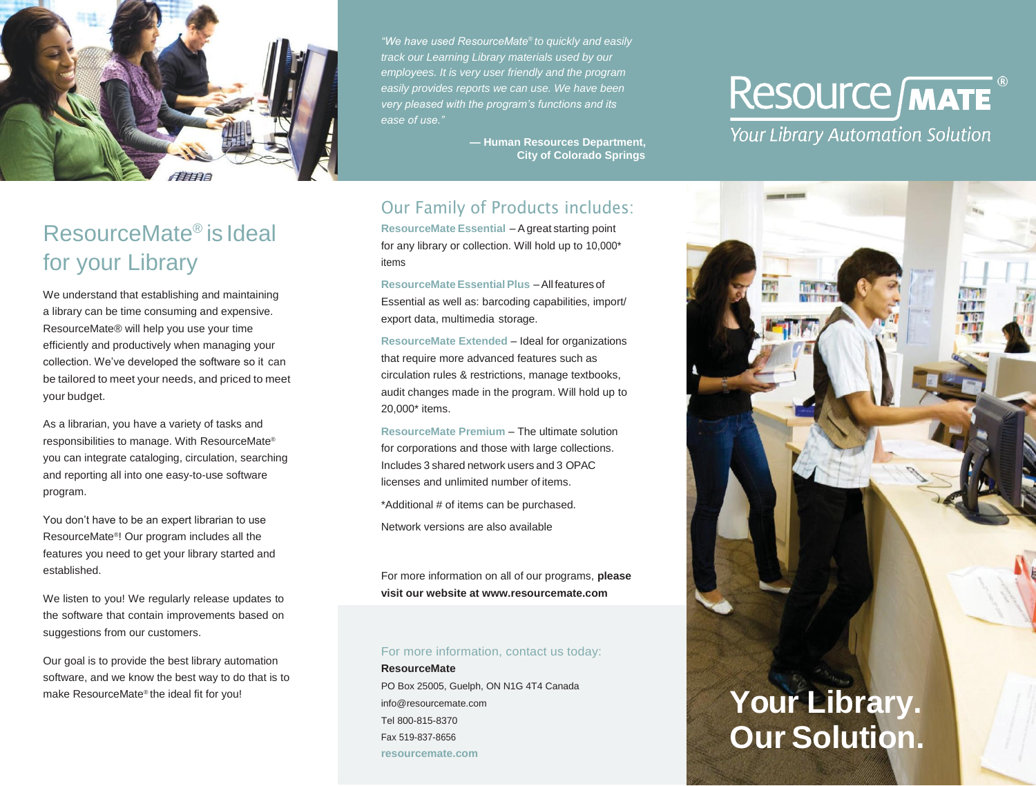*"We have used ResourceMate® to quickly and easily track our Learning Library materials used by our employees. It is very user friendly and the program easily provides reports we can use. We have been very pleased with the program's functions and its ease of use."*

**— Human Resources Department, City of Colorado Springs**

# ResourceMate®

*Your Library Automation Solution*

## ResourceMate® is Ideal for your Library

We understand that establishing and maintaining a library can be time consuming and expensive. ResourceMate® will help you use your time efficiently and productively when managing your collection. We've developed the software so it can be tailored to meet your needs, and priced to meet your budget.

As a librarian, you have a variety of tasks and responsibilities to manage. With ResourceMate® you can integrate cataloging, circulation, searching and reporting all into one easy-to-use software program.

You don't have to be an expert librarian to use ResourceMate®! Our program includes all the features you need to get your library started and established.

We listen to you! We regularly release updates to the software that contain improvements based on suggestions from our customers.

Our goal is to provide the best library automation software, and we know the best way to do that is to make ResourceMate® the ideal fit for you!

## Our Family of Products includes:

**ResourceMate Essential** – A great starting point for any library or collection. Will hold up to 10,000* items

**ResourceMate Essential Plus** – All features of Essential as well as: barcoding capabilities, import/export data, multimedia storage.

**ResourceMate Extended** – Ideal for organizations that require more advanced features such as circulation rules & restrictions, manage textbooks, audit changes made in the program. Will hold up to 20,000* items.

**ResourceMate Premium** – The ultimate solution for corporations and those with large collections. Includes 3 shared network users and 3 OPAC licenses and unlimited number of items.

*Additional # of items can be purchased.

Network versions are also available

For more information on all of our programs, **please visit our website at www.resourcemate.com**

### For more information, contact us today:

**ResourceMate**
PO Box 25005, Guelph, ON N1G 4T4 Canada
info@resourcemate.com
Tel 800-815-8370
Fax 519-837-8656
**resourcemate.com**

# Your Library. Our Solution.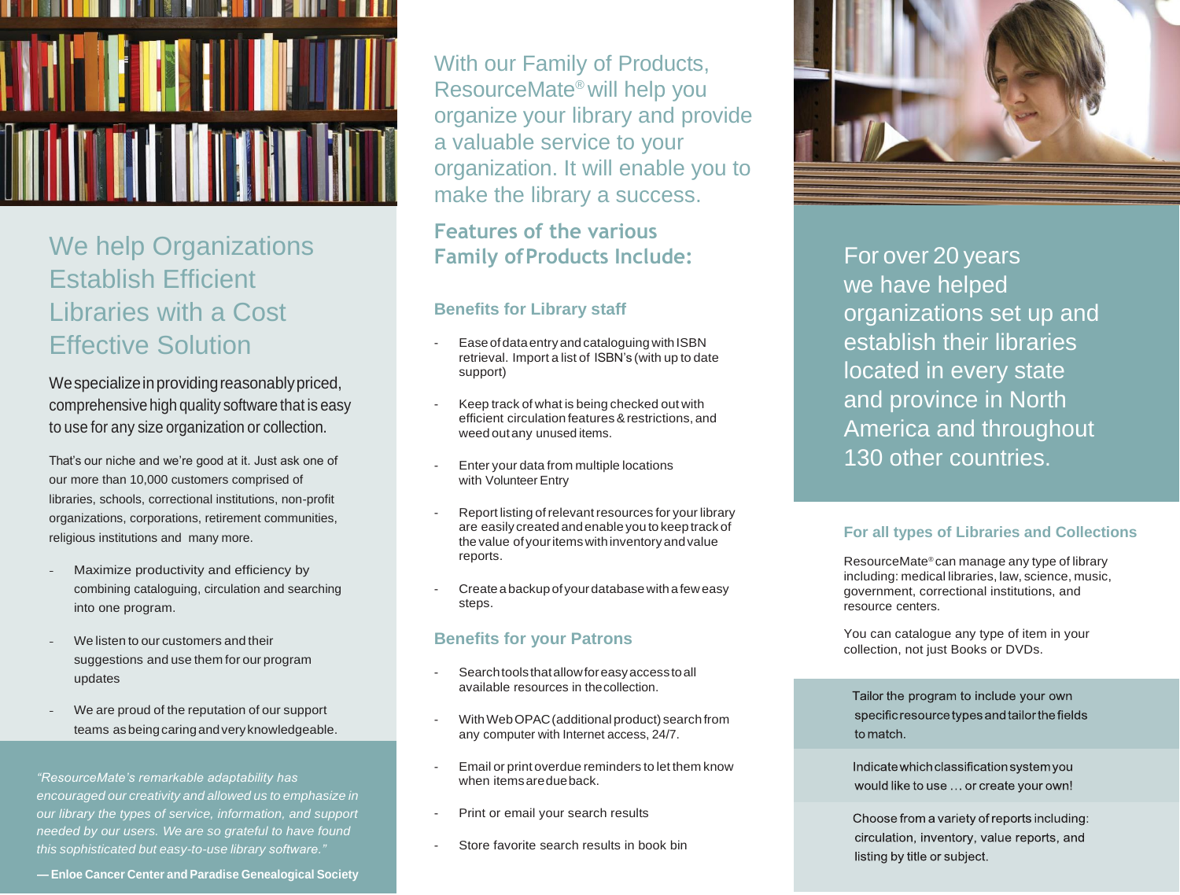# We help Organizations Establish Efficient Libraries with a Cost Effective Solution

We specialize in providing reasonably priced, comprehensive high quality software that is easy to use for any size organization or collection.

That's our niche and we're good at it. Just ask one of our more than 10,000 customers comprised of libraries, schools, correctional institutions, non-profit organizations, corporations, retirement communities, religious institutions and many more.

- Maximize productivity and efficiency by combining cataloguing, circulation and searching into one program.
- We listen to our customers and their suggestions and use them for our program updates
- We are proud of the reputation of our support teams as being caring and very knowledgeable.

*"ResourceMate's remarkable adaptability has encouraged our creativity and allowed us to emphasize in our library the types of service, information, and support needed by our users. We are so grateful to have found this sophisticated but easy-to-use library software."*

**— Enloe Cancer Center and Paradise Genealogical Society**

With our Family of Products, ResourceMate® will help you organize your library and provide a valuable service to your organization. It will enable you to make the library a success.

## Features of the various Family of Products Include:

### Benefits for Library staff

- Ease of data entry and cataloguing with ISBN retrieval. Import a list of ISBN's (with up to date support)
- Keep track of what is being checked out with efficient circulation features & restrictions, and weed out any unused items.
- Enter your data from multiple locations with Volunteer Entry
- Report listing of relevant resources for your library are easily created and enable you to keep track of the value of your items with inventory and value reports.
- Create a backup of your database with a few easy steps.

### Benefits for your Patrons

- Search tools that allow for easy access to all available resources in the collection.
- With Web OPAC (additional product) search from any computer with Internet access, 24/7.
- Email or print overdue reminders to let them know when items are due back.
- Print or email your search results
- Store favorite search results in book bin

For over 20 years we have helped organizations set up and establish their libraries located in every state and province in North America and throughout 130 other countries.

### For all types of Libraries and Collections

ResourceMate® can manage any type of library including: medical libraries, law, science, music, government, correctional institutions, and resource centers.

You can catalogue any type of item in your collection, not just Books or DVDs.

Tailor the program to include your own specific resource types and tailor the fields to match.

Indicate which classification system you would like to use … or create your own!

Choose from a variety of reports including: circulation, inventory, value reports, and listing by title or subject.